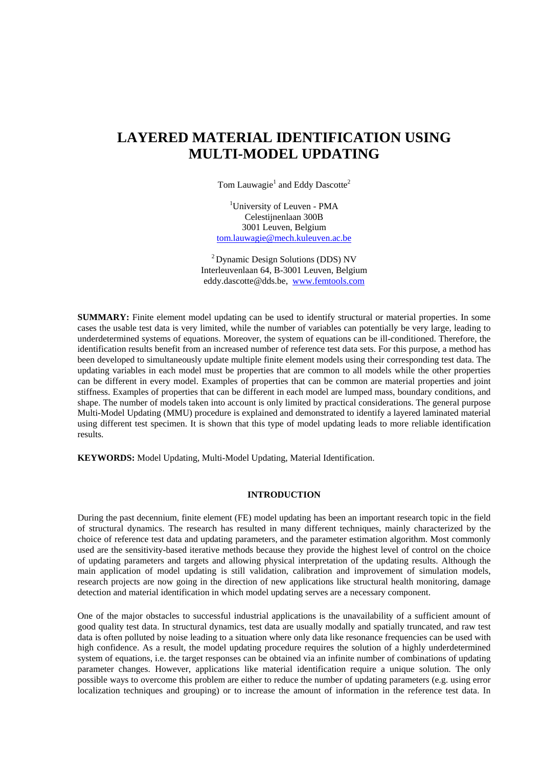# LAYERED MATERIAL IDENTIFICATION USING MULTI-MODEL UPDATING

Tom Lauwagie[1] and Eddy Dascotte[2]

[1]University of Leuven - PMA
Celestijnenlaan 300B
3001 Leuven, Belgium
tom.lauwagie@mech.kuleuven.ac.be

[2]Dynamic Design Solutions (DDS) NV
Interleuvenlaan 64, B-3001 Leuven, Belgium
eddy.dascotte@dds.be, www.femtools.com

**SUMMARY:** Finite element model updating can be used to identify structural or material properties. In some cases the usable test data is very limited, while the number of variables can potentially be very large, leading to underdetermined systems of equations. Moreover, the system of equations can be ill-conditioned. Therefore, the identification results benefit from an increased number of reference test data sets. For this purpose, a method has been developed to simultaneously update multiple finite element models using their corresponding test data. The updating variables in each model must be properties that are common to all models while the other properties can be different in every model. Examples of properties that can be common are material properties and joint stiffness. Examples of properties that can be different in each model are lumped mass, boundary conditions, and shape. The number of models taken into account is only limited by practical considerations. The general purpose Multi-Model Updating (MMU) procedure is explained and demonstrated to identify a layered laminated material using different test specimen. It is shown that this type of model updating leads to more reliable identification results.

**KEYWORDS:** Model Updating, Multi-Model Updating, Material Identification.

## INTRODUCTION

During the past decennium, finite element (FE) model updating has been an important research topic in the field of structural dynamics. The research has resulted in many different techniques, mainly characterized by the choice of reference test data and updating parameters, and the parameter estimation algorithm. Most commonly used are the sensitivity-based iterative methods because they provide the highest level of control on the choice of updating parameters and targets and allowing physical interpretation of the updating results. Although the main application of model updating is still validation, calibration and improvement of simulation models, research projects are now going in the direction of new applications like structural health monitoring, damage detection and material identification in which model updating serves are a necessary component.

One of the major obstacles to successful industrial applications is the unavailability of a sufficient amount of good quality test data. In structural dynamics, test data are usually modally and spatially truncated, and raw test data is often polluted by noise leading to a situation where only data like resonance frequencies can be used with high confidence. As a result, the model updating procedure requires the solution of a highly underdetermined system of equations, i.e. the target responses can be obtained via an infinite number of combinations of updating parameter changes. However, applications like material identification require a unique solution. The only possible ways to overcome this problem are either to reduce the number of updating parameters (e.g. using error localization techniques and grouping) or to increase the amount of information in the reference test data. In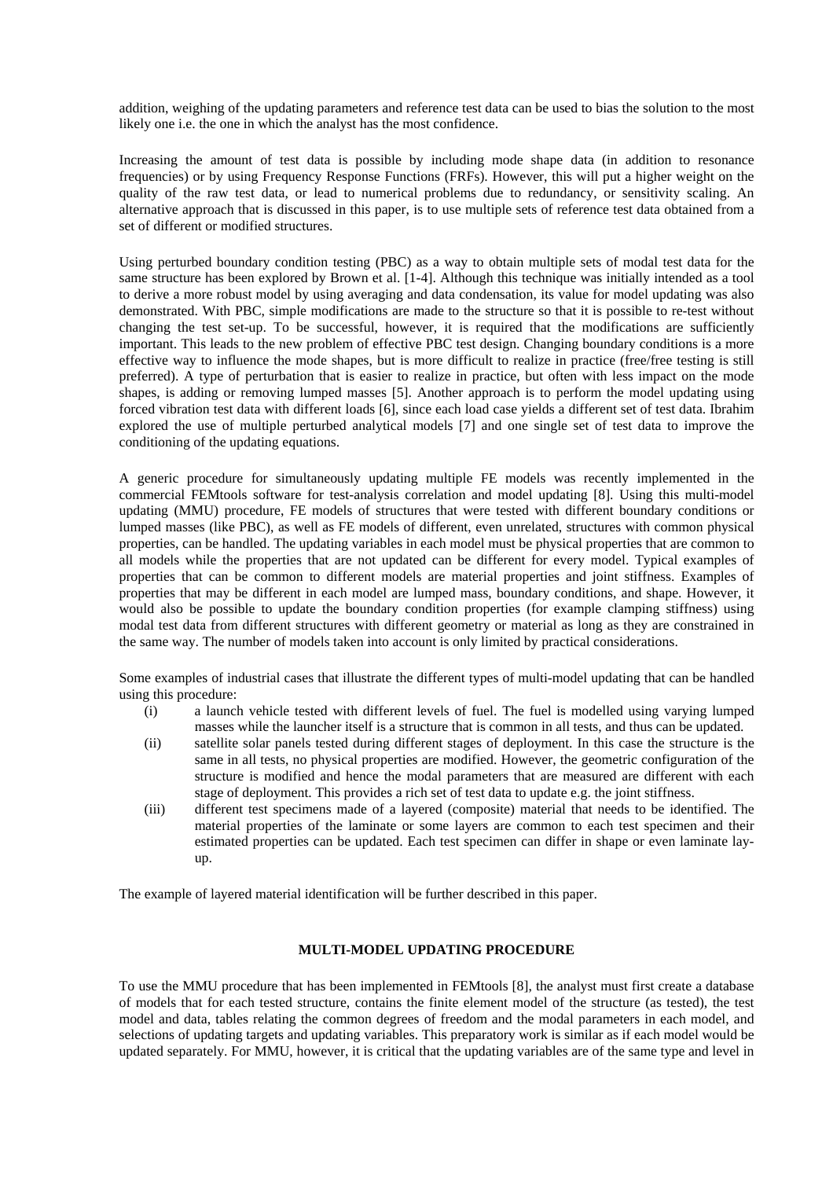addition, weighing of the updating parameters and reference test data can be used to bias the solution to the most likely one i.e. the one in which the analyst has the most confidence.

Increasing the amount of test data is possible by including mode shape data (in addition to resonance frequencies) or by using Frequency Response Functions (FRFs). However, this will put a higher weight on the quality of the raw test data, or lead to numerical problems due to redundancy, or sensitivity scaling. An alternative approach that is discussed in this paper, is to use multiple sets of reference test data obtained from a set of different or modified structures.

Using perturbed boundary condition testing (PBC) as a way to obtain multiple sets of modal test data for the same structure has been explored by Brown et al. [1-4]. Although this technique was initially intended as a tool to derive a more robust model by using averaging and data condensation, its value for model updating was also demonstrated. With PBC, simple modifications are made to the structure so that it is possible to re-test without changing the test set-up. To be successful, however, it is required that the modifications are sufficiently important. This leads to the new problem of effective PBC test design. Changing boundary conditions is a more effective way to influence the mode shapes, but is more difficult to realize in practice (free/free testing is still preferred). A type of perturbation that is easier to realize in practice, but often with less impact on the mode shapes, is adding or removing lumped masses [5]. Another approach is to perform the model updating using forced vibration test data with different loads [6], since each load case yields a different set of test data. Ibrahim explored the use of multiple perturbed analytical models [7] and one single set of test data to improve the conditioning of the updating equations.

A generic procedure for simultaneously updating multiple FE models was recently implemented in the commercial FEMtools software for test-analysis correlation and model updating [8]. Using this multi-model updating (MMU) procedure, FE models of structures that were tested with different boundary conditions or lumped masses (like PBC), as well as FE models of different, even unrelated, structures with common physical properties, can be handled. The updating variables in each model must be physical properties that are common to all models while the properties that are not updated can be different for every model. Typical examples of properties that can be common to different models are material properties and joint stiffness. Examples of properties that may be different in each model are lumped mass, boundary conditions, and shape. However, it would also be possible to update the boundary condition properties (for example clamping stiffness) using modal test data from different structures with different geometry or material as long as they are constrained in the same way. The number of models taken into account is only limited by practical considerations.

Some examples of industrial cases that illustrate the different types of multi-model updating that can be handled using this procedure:

(i) a launch vehicle tested with different levels of fuel. The fuel is modelled using varying lumped masses while the launcher itself is a structure that is common in all tests, and thus can be updated.

(ii) satellite solar panels tested during different stages of deployment. In this case the structure is the same in all tests, no physical properties are modified. However, the geometric configuration of the structure is modified and hence the modal parameters that are measured are different with each stage of deployment. This provides a rich set of test data to update e.g. the joint stiffness.

(iii) different test specimens made of a layered (composite) material that needs to be identified. The material properties of the laminate or some layers are common to each test specimen and their estimated properties can be updated. Each test specimen can differ in shape or even laminate lay-up.

The example of layered material identification will be further described in this paper.

## MULTI-MODEL UPDATING PROCEDURE

To use the MMU procedure that has been implemented in FEMtools [8], the analyst must first create a database of models that for each tested structure, contains the finite element model of the structure (as tested), the test model and data, tables relating the common degrees of freedom and the modal parameters in each model, and selections of updating targets and updating variables. This preparatory work is similar as if each model would be updated separately. For MMU, however, it is critical that the updating variables are of the same type and level in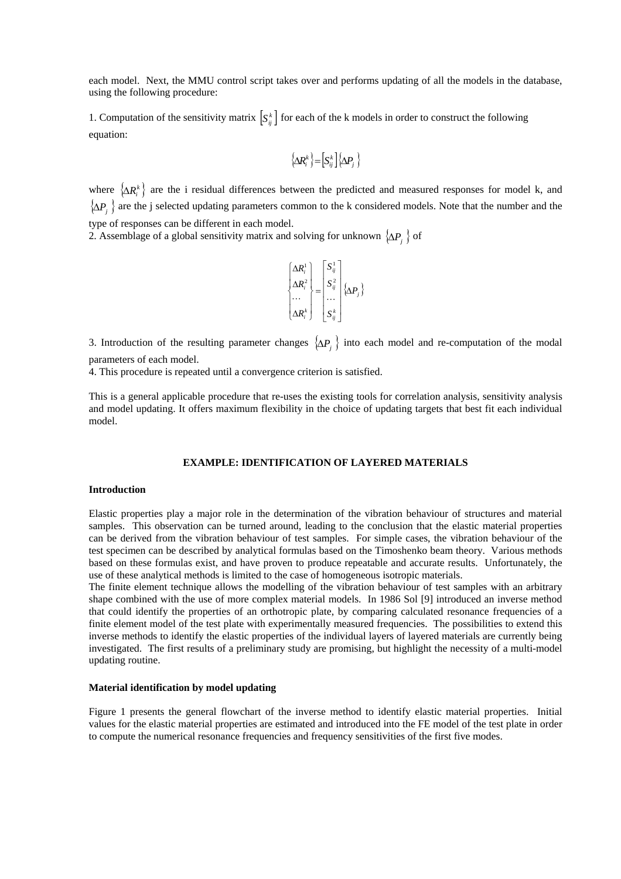each model. Next, the MMU control script takes over and performs updating of all the models in the database, using the following procedure:

1. Computation of the sensitivity matrix $\left[S_{ij}^{k}\right]$ for each of the k models in order to construct the following equation:

$$\left\{\Delta R_i^k\right\} = \left[S_{ij}^k\right]\left\{\Delta P_j\right\}$$

where $\left\{\Delta R_i^k\right\}$ are the i residual differences between the predicted and measured responses for model k, and $\left\{\Delta P_j\right\}$ are the j selected updating parameters common to the k considered models. Note that the number and the type of responses can be different in each model.

2. Assemblage of a global sensitivity matrix and solving for unknown $\left\{\Delta P_j\right\}$ of

$$\begin{Bmatrix} \Delta R_i^1 \\ \Delta R_i^2 \\ \cdots \\ \Delta R_i^k \end{Bmatrix} = \begin{bmatrix} S_{ij}^1 \\ S_{ij}^2 \\ \cdots \\ S_{ij}^k \end{bmatrix} \left\{\Delta P_j\right\}$$

3. Introduction of the resulting parameter changes $\left\{\Delta P_j\right\}$ into each model and re-computation of the modal parameters of each model.

4. This procedure is repeated until a convergence criterion is satisfied.

This is a general applicable procedure that re-uses the existing tools for correlation analysis, sensitivity analysis and model updating. It offers maximum flexibility in the choice of updating targets that best fit each individual model.

## EXAMPLE: IDENTIFICATION OF LAYERED MATERIALS

### Introduction

Elastic properties play a major role in the determination of the vibration behaviour of structures and material samples. This observation can be turned around, leading to the conclusion that the elastic material properties can be derived from the vibration behaviour of test samples. For simple cases, the vibration behaviour of the test specimen can be described by analytical formulas based on the Timoshenko beam theory. Various methods based on these formulas exist, and have proven to produce repeatable and accurate results. Unfortunately, the use of these analytical methods is limited to the case of homogeneous isotropic materials.

The finite element technique allows the modelling of the vibration behaviour of test samples with an arbitrary shape combined with the use of more complex material models. In 1986 Sol [9] introduced an inverse method that could identify the properties of an orthotropic plate, by comparing calculated resonance frequencies of a finite element model of the test plate with experimentally measured frequencies. The possibilities to extend this inverse methods to identify the elastic properties of the individual layers of layered materials are currently being investigated. The first results of a preliminary study are promising, but highlight the necessity of a multi-model updating routine.

### Material identification by model updating

Figure 1 presents the general flowchart of the inverse method to identify elastic material properties. Initial values for the elastic material properties are estimated and introduced into the FE model of the test plate in order to compute the numerical resonance frequencies and frequency sensitivities of the first five modes.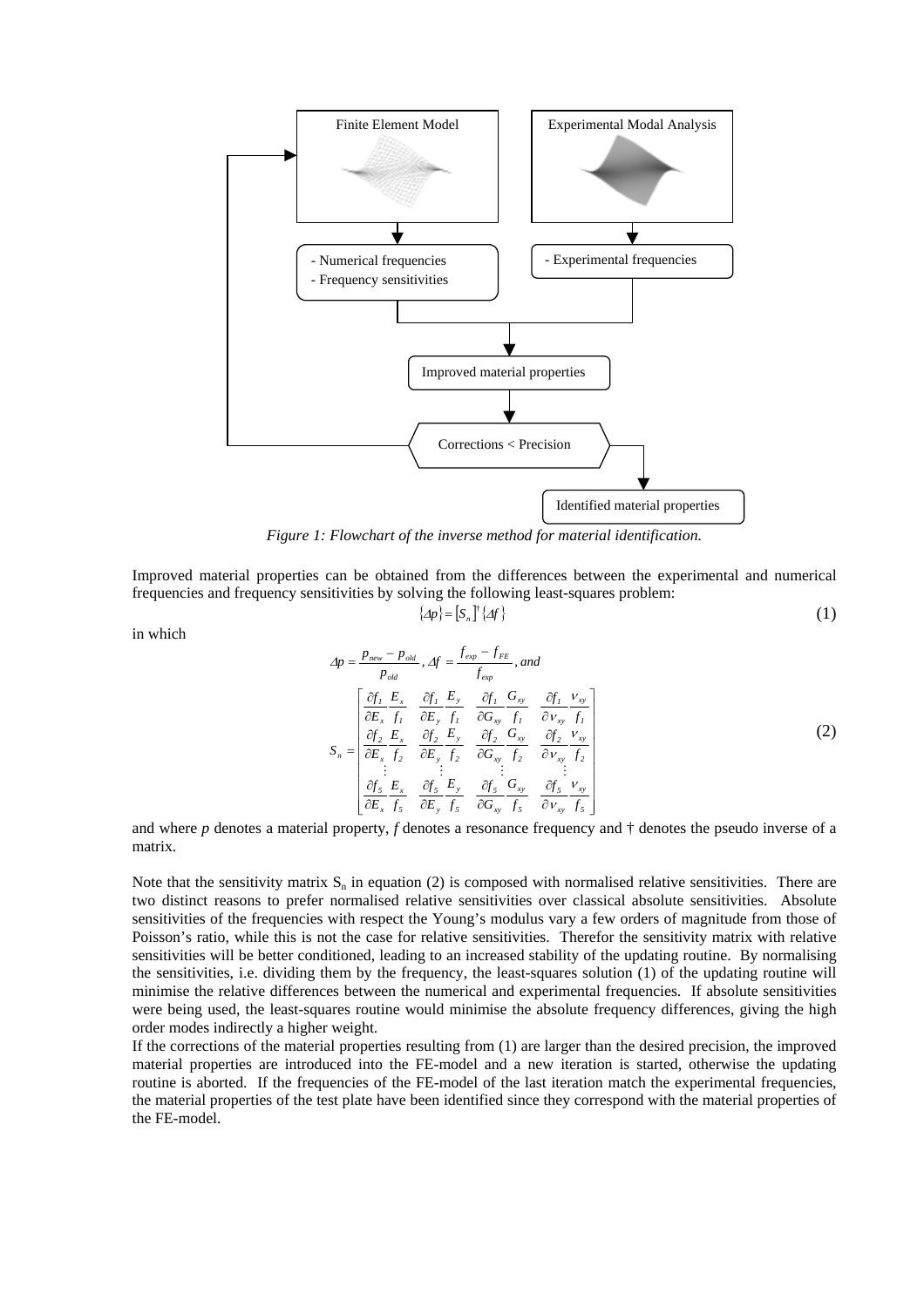Finite Element Model

Experimental Modal Analysis

- Numerical frequencies
- Frequency sensitivities

- Experimental frequencies

Improved material properties

Corrections < Precision

Identified material properties

*Figure 1: Flowchart of the inverse method for material identification.*

Improved material properties can be obtained from the differences between the experimental and numerical frequencies and frequency sensitivities by solving the following least-squares problem:

$$\{\Delta p\} = [S_n]^{\dagger}\{\Delta f\} \tag{1}$$

in which

$$\Delta p = \frac{p_{new} - p_{old}}{p_{old}}, \; \Delta f = \frac{f_{exp} - f_{FE}}{f_{exp}}, \textit{ and}$$

$$S_n = \begin{bmatrix} \frac{\partial f_1}{\partial E_x}\frac{E_x}{f_1} & \frac{\partial f_1}{\partial E_y}\frac{E_y}{f_1} & \frac{\partial f_1}{\partial G_{xy}}\frac{G_{xy}}{f_1} & \frac{\partial f_1}{\partial \nu_{xy}}\frac{\nu_{xy}}{f_1} \\ \frac{\partial f_2}{\partial E_x}\frac{E_x}{f_2} & \frac{\partial f_2}{\partial E_y}\frac{E_y}{f_2} & \frac{\partial f_2}{\partial G_{xy}}\frac{G_{xy}}{f_2} & \frac{\partial f_2}{\partial \nu_{xy}}\frac{\nu_{xy}}{f_2} \\ \vdots & \vdots & \vdots & \vdots \\ \frac{\partial f_5}{\partial E_x}\frac{E_x}{f_5} & \frac{\partial f_5}{\partial E_y}\frac{E_y}{f_5} & \frac{\partial f_5}{\partial G_{xy}}\frac{G_{xy}}{f_5} & \frac{\partial f_5}{\partial \nu_{xy}}\frac{\nu_{xy}}{f_5} \end{bmatrix} \tag{2}$$

and where $p$ denotes a material property, $f$ denotes a resonance frequency and † denotes the pseudo inverse of a matrix.

Note that the sensitivity matrix $S_n$ in equation (2) is composed with normalised relative sensitivities. There are two distinct reasons to prefer normalised relative sensitivities over classical absolute sensitivities. Absolute sensitivities of the frequencies with respect the Young's modulus vary a few orders of magnitude from those of Poisson's ratio, while this is not the case for relative sensitivities. Therefor the sensitivity matrix with relative sensitivities will be better conditioned, leading to an increased stability of the updating routine. By normalising the sensitivities, i.e. dividing them by the frequency, the least-squares solution (1) of the updating routine will minimise the relative differences between the numerical and experimental frequencies. If absolute sensitivities were being used, the least-squares routine would minimise the absolute frequency differences, giving the high order modes indirectly a higher weight.

If the corrections of the material properties resulting from (1) are larger than the desired precision, the improved material properties are introduced into the FE-model and a new iteration is started, otherwise the updating routine is aborted. If the frequencies of the FE-model of the last iteration match the experimental frequencies, the material properties of the test plate have been identified since they correspond with the material properties of the FE-model.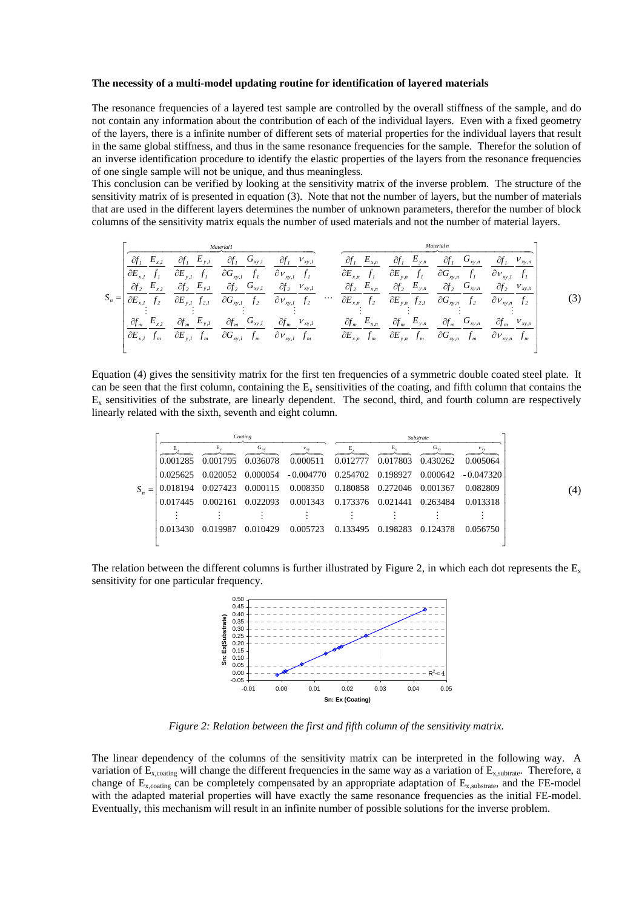**The necessity of a multi-model updating routine for identification of layered materials**

The resonance frequencies of a layered test sample are controlled by the overall stiffness of the sample, and do not contain any information about the contribution of each of the individual layers. Even with a fixed geometry of the layers, there is a infinite number of different sets of material properties for the individual layers that result in the same global stiffness, and thus in the same resonance frequencies for the sample. Therefor the solution of an inverse identification procedure to identify the elastic properties of the layers from the resonance frequencies of one single sample will not be unique, and thus meaningless.

This conclusion can be verified by looking at the sensitivity matrix of the inverse problem. The structure of the sensitivity matrix of is presented in equation (3). Note that not the number of layers, but the number of materials that are used in the different layers determines the number of unknown parameters, therefor the number of block columns of the sensitivity matrix equals the number of used materials and not the number of material layers.

$$S_n = \left[ \overbrace{\begin{matrix} \frac{\partial f_1}{\partial E_{x,1}}\frac{E_{x,1}}{f_1} & \frac{\partial f_1}{\partial E_{y,1}}\frac{E_{y,1}}{f_1} & \frac{\partial f_1}{\partial G_{xy,1}}\frac{G_{xy,1}}{f_1} & \frac{\partial f_1}{\partial \nu_{xy,1}}\frac{\nu_{xy,1}}{f_1} \\ \frac{\partial f_2}{\partial E_{x,1}}\frac{E_{x,1}}{f_2} & \frac{\partial f_2}{\partial E_{y,1}}\frac{E_{y,1}}{f_{2,1}} & \frac{\partial f_2}{\partial G_{xy,1}}\frac{G_{xy,1}}{f_2} & \frac{\partial f_2}{\partial \nu_{xy,1}}\frac{\nu_{xy,1}}{f_2} \\ \vdots & \vdots & \vdots & \vdots \\ \frac{\partial f_m}{\partial E_{x,1}}\frac{E_{x,1}}{f_m} & \frac{\partial f_m}{\partial E_{y,1}}\frac{E_{y,1}}{f_m} & \frac{\partial f_m}{\partial G_{xy,1}}\frac{G_{xy,1}}{f_m} & \frac{\partial f_m}{\partial \nu_{xy,1}}\frac{\nu_{xy,1}}{f_m} \end{matrix}}^{Material\,1} \cdots \overbrace{\begin{matrix} \frac{\partial f_1}{\partial E_{x,n}}\frac{E_{x,n}}{f_1} & \frac{\partial f_1}{\partial E_{y,n}}\frac{E_{y,n}}{f_1} & \frac{\partial f_1}{\partial G_{xy,n}}\frac{G_{xy,n}}{f_1} & \frac{\partial f_1}{\partial \nu_{xy,n}}\frac{\nu_{xy,n}}{f_1} \\ \frac{\partial f_2}{\partial E_{x,n}}\frac{E_{x,n}}{f_2} & \frac{\partial f_2}{\partial E_{y,n}}\frac{E_{y,n}}{f_{2,1}} & \frac{\partial f_2}{\partial G_{xy,n}}\frac{G_{xy,n}}{f_2} & \frac{\partial f_2}{\partial \nu_{xy,n}}\frac{\nu_{xy,n}}{f_2} \\ \vdots & \vdots & \vdots & \vdots \\ \frac{\partial f_m}{\partial E_{x,n}}\frac{E_{x,n}}{f_m} & \frac{\partial f_m}{\partial E_{y,n}}\frac{E_{y,n}}{f_m} & \frac{\partial f_m}{\partial G_{xy,n}}\frac{G_{xy,n}}{f_m} & \frac{\partial f_m}{\partial \nu_{xy,n}}\frac{\nu_{xy,n}}{f_m} \end{matrix}}^{Material\,n} \right] \quad (3)$$

Equation (4) gives the sensitivity matrix for the first ten frequencies of a symmetric double coated steel plate. It can be seen that the first column, containing the $E_x$ sensitivities of the coating, and fifth column that contains the $E_x$ sensitivities of the substrate, are linearly dependent. The second, third, and fourth column are respectively linearly related with the sixth, seventh and eight column.

$$S_n = \left[ \overbrace{\begin{matrix} \overbrace{E_x} & \overbrace{E_y} & \overbrace{G_{xy}} & \overbrace{\nu_{xy}} \\ 0.001285 & 0.001795 & 0.036078 & 0.000511 \\ 0.025625 & 0.020052 & 0.000054 & -0.004770 \\ 0.018194 & 0.027423 & 0.000115 & 0.008350 \\ 0.017445 & 0.002161 & 0.022093 & 0.001343 \\ \vdots & \vdots & \vdots & \vdots \\ 0.013430 & 0.019987 & 0.010429 & 0.005723 \end{matrix}}^{Coating} \; \overbrace{\begin{matrix} \overbrace{E_x} & \overbrace{E_y} & \overbrace{G_{xy}} & \overbrace{\nu_{xy}} \\ 0.012777 & 0.017803 & 0.430262 & 0.005064 \\ 0.254702 & 0.198927 & 0.000642 & -0.047320 \\ 0.180858 & 0.272046 & 0.001367 & 0.082809 \\ 0.173376 & 0.021441 & 0.263484 & 0.013318 \\ \vdots & \vdots & \vdots & \vdots \\ 0.133495 & 0.198283 & 0.124378 & 0.056750 \end{matrix}}^{Substrate} \right] \quad (4)$$

The relation between the different columns is further illustrated by Figure 2, in which each dot represents the $E_x$ sensitivity for one particular frequency.

*Figure 2: Relation between the first and fifth column of the sensitivity matrix.*

The linear dependency of the columns of the sensitivity matrix can be interpreted in the following way. A variation of $E_{x,coating}$ will change the different frequencies in the same way as a variation of $E_{x,subtrate}$. Therefore, a change of $E_{x,coating}$ can be completely compensated by an appropriate adaptation of $E_{x,substrate}$, and the FE-model with the adapted material properties will have exactly the same resonance frequencies as the initial FE-model. Eventually, this mechanism will result in an infinite number of possible solutions for the inverse problem.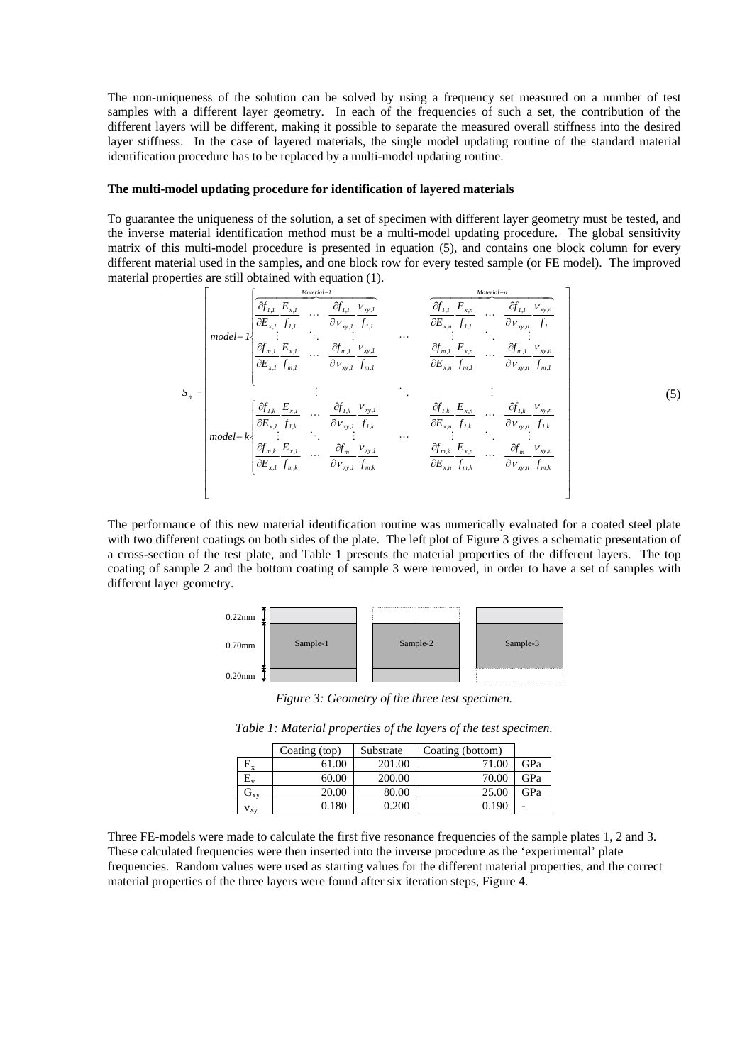The non-uniqueness of the solution can be solved by using a frequency set measured on a number of test samples with a different layer geometry. In each of the frequencies of such a set, the contribution of the different layers will be different, making it possible to separate the measured overall stiffness into the desired layer stiffness. In the case of layered materials, the single model updating routine of the standard material identification procedure has to be replaced by a multi-model updating routine.

**The multi-model updating procedure for identification of layered materials**

To guarantee the uniqueness of the solution, a set of specimen with different layer geometry must be tested, and the inverse material identification method must be a multi-model updating procedure. The global sensitivity matrix of this multi-model procedure is presented in equation (5), and contains one block column for every different material used in the samples, and one block row for every tested sample (or FE model). The improved material properties are still obtained with equation (1).

$$
S_n = \begin{bmatrix}
\text{model}-1\left\{\overbrace{\begin{matrix}
\frac{\partial f_{1,1}}{\partial E_{x,1}}\frac{E_{x,1}}{f_{1,1}} & \cdots & \frac{\partial f_{1,1}}{\partial \nu_{xy,1}}\frac{\nu_{xy,1}}{f_{1,1}} \\
\vdots & \ddots & \vdots \\
\frac{\partial f_{m,1}}{\partial E_{x,1}}\frac{E_{x,1}}{f_{m,1}} & \cdots & \frac{\partial f_{m,1}}{\partial \nu_{xy,1}}\frac{\nu_{xy,1}}{f_{m,1}}
\end{matrix}}^{Material-1}\right. & \cdots & \overbrace{\begin{matrix}
\frac{\partial f_{1,1}}{\partial E_{x,n}}\frac{E_{x,n}}{f_{1,1}} & \cdots & \frac{\partial f_{1,1}}{\partial \nu_{xy,n}}\frac{\nu_{xy,n}}{f_{1}} \\
\vdots & \ddots & \vdots \\
\frac{\partial f_{m,1}}{\partial E_{x,n}}\frac{E_{x,n}}{f_{m,1}} & \cdots & \frac{\partial f_{m,1}}{\partial \nu_{xy,n}}\frac{\nu_{xy,n}}{f_{m,1}}
\end{matrix}}^{Material-n} \\
\vdots & \ddots & \vdots \\
\text{model}-k\left\{\begin{matrix}
\frac{\partial f_{1,k}}{\partial E_{x,1}}\frac{E_{x,1}}{f_{1,k}} & \cdots & \frac{\partial f_{1,k}}{\partial \nu_{xy,1}}\frac{\nu_{xy,1}}{f_{1,k}} \\
\vdots & \ddots & \vdots \\
\frac{\partial f_{m,k}}{\partial E_{x,1}}\frac{E_{x,1}}{f_{m,k}} & \cdots & \frac{\partial f_{m}}{\partial \nu_{xy,1}}\frac{\nu_{xy,1}}{f_{m,k}}
\end{matrix}\right. & \cdots & \begin{matrix}
\frac{\partial f_{1,k}}{\partial E_{x,n}}\frac{E_{x,n}}{f_{1,k}} & \cdots & \frac{\partial f_{1,k}}{\partial \nu_{xy,n}}\frac{\nu_{xy,n}}{f_{1,k}} \\
\vdots & \ddots & \vdots \\
\frac{\partial f_{m,k}}{\partial E_{x,n}}\frac{E_{x,n}}{f_{m,k}} & \cdots & \frac{\partial f_{m}}{\partial \nu_{xy,n}}\frac{\nu_{xy,n}}{f_{m,k}}
\end{matrix}
\end{bmatrix} \tag{5}
$$

The performance of this new material identification routine was numerically evaluated for a coated steel plate with two different coatings on both sides of the plate. The left plot of Figure 3 gives a schematic presentation of a cross-section of the test plate, and Table 1 presents the material properties of the different layers. The top coating of sample 2 and the bottom coating of sample 3 were removed, in order to have a set of samples with different layer geometry.

0.22mm | 0.70mm | 0.20mm — Sample-1, Sample-2, Sample-3

*Figure 3: Geometry of the three test specimen.*

*Table 1: Material properties of the layers of the test specimen.*

| | Coating (top) | Substrate | Coating (bottom) | |
|---|---|---|---|---|
| $E_x$ | 61.00 | 201.00 | 71.00 | GPa |
| $E_y$ | 60.00 | 200.00 | 70.00 | GPa |
| $G_{xy}$ | 20.00 | 80.00 | 25.00 | GPa |
| $\nu_{xy}$ | 0.180 | 0.200 | 0.190 | - |

Three FE-models were made to calculate the first five resonance frequencies of the sample plates 1, 2 and 3. These calculated frequencies were then inserted into the inverse procedure as the 'experimental' plate frequencies. Random values were used as starting values for the different material properties, and the correct material properties of the three layers were found after six iteration steps, Figure 4.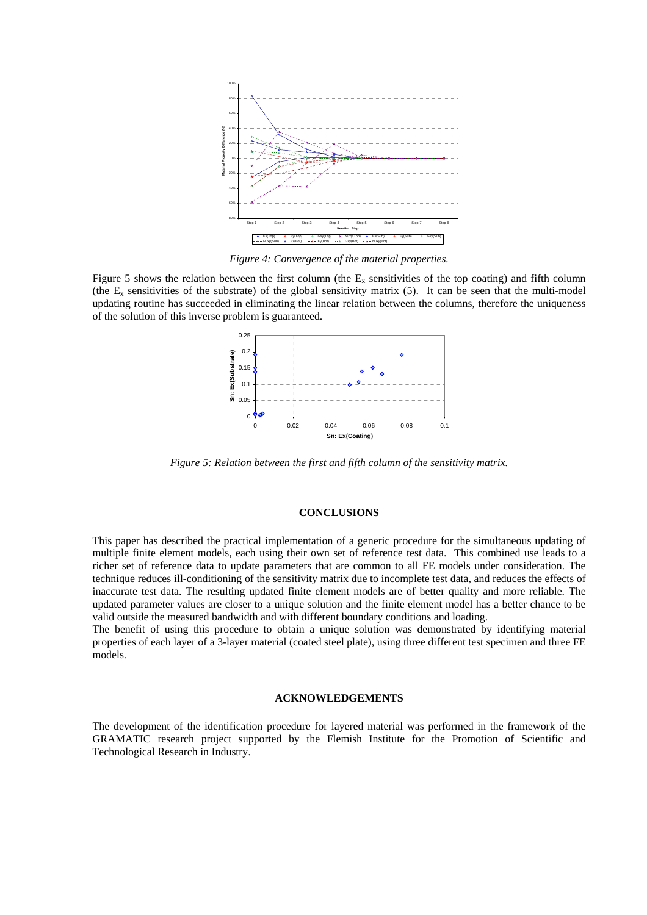*Figure 4: Convergence of the material properties.*

Figure 5 shows the relation between the first column (the $E_x$ sensitivities of the top coating) and fifth column (the $E_x$ sensitivities of the substrate) of the global sensitivity matrix (5). It can be seen that the multi-model updating routine has succeeded in eliminating the linear relation between the columns, therefore the uniqueness of the solution of this inverse problem is guaranteed.

*Figure 5: Relation between the first and fifth column of the sensitivity matrix.*

## CONCLUSIONS

This paper has described the practical implementation of a generic procedure for the simultaneous updating of multiple finite element models, each using their own set of reference test data. This combined use leads to a richer set of reference data to update parameters that are common to all FE models under consideration. The technique reduces ill-conditioning of the sensitivity matrix due to incomplete test data, and reduces the effects of inaccurate test data. The resulting updated finite element models are of better quality and more reliable. The updated parameter values are closer to a unique solution and the finite element model has a better chance to be valid outside the measured bandwidth and with different boundary conditions and loading.
The benefit of using this procedure to obtain a unique solution was demonstrated by identifying material properties of each layer of a 3-layer material (coated steel plate), using three different test specimen and three FE models.

## ACKNOWLEDGEMENTS

The development of the identification procedure for layered material was performed in the framework of the GRAMATIC research project supported by the Flemish Institute for the Promotion of Scientific and Technological Research in Industry.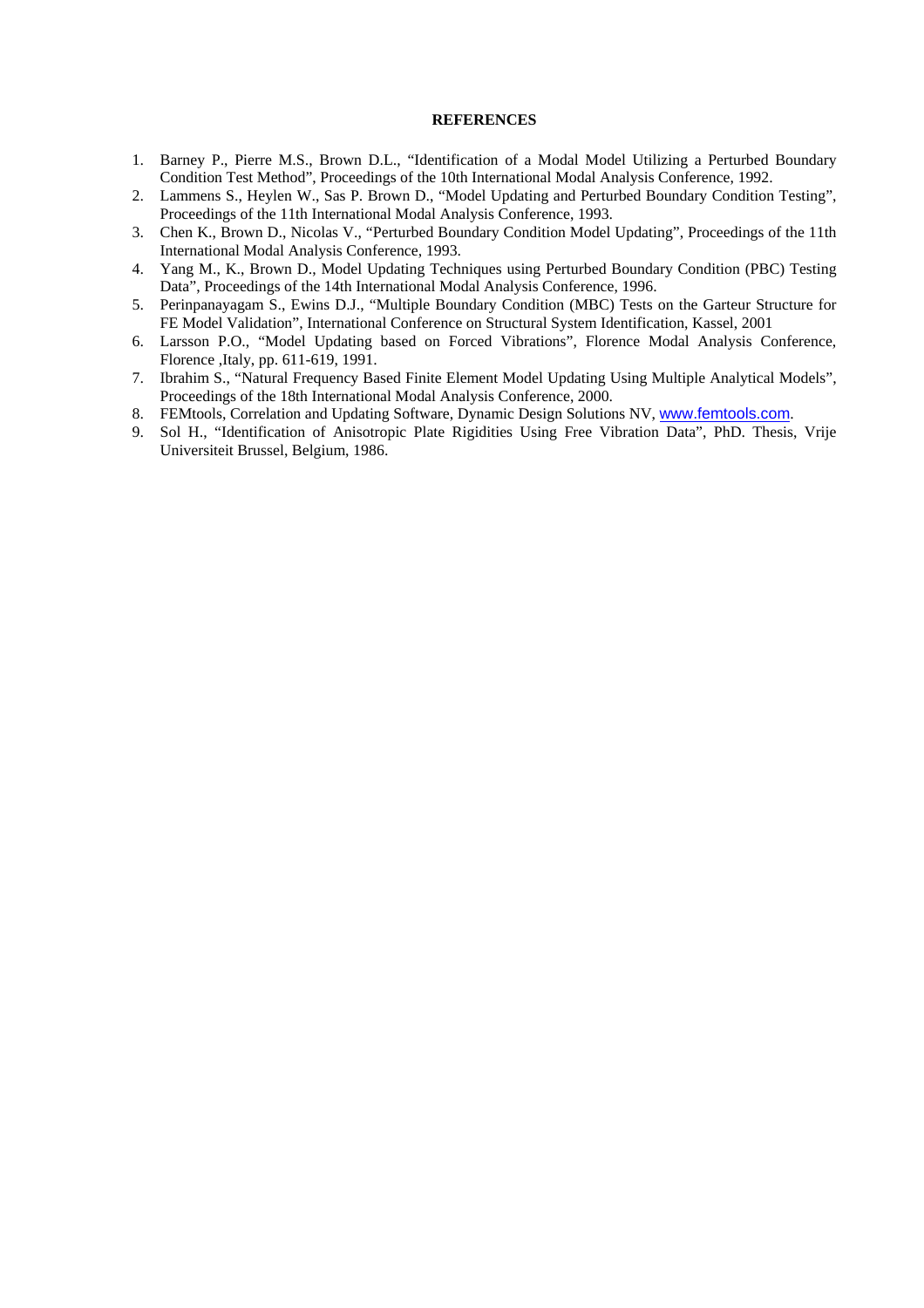**REFERENCES**

1. Barney P., Pierre M.S., Brown D.L., "Identification of a Modal Model Utilizing a Perturbed Boundary Condition Test Method", Proceedings of the 10th International Modal Analysis Conference, 1992.
2. Lammens S., Heylen W., Sas P. Brown D., "Model Updating and Perturbed Boundary Condition Testing", Proceedings of the 11th International Modal Analysis Conference, 1993.
3. Chen K., Brown D., Nicolas V., "Perturbed Boundary Condition Model Updating", Proceedings of the 11th International Modal Analysis Conference, 1993.
4. Yang M., K., Brown D., Model Updating Techniques using Perturbed Boundary Condition (PBC) Testing Data", Proceedings of the 14th International Modal Analysis Conference, 1996.
5. Perinpanayagam S., Ewins D.J., "Multiple Boundary Condition (MBC) Tests on the Garteur Structure for FE Model Validation", International Conference on Structural System Identification, Kassel, 2001
6. Larsson P.O., "Model Updating based on Forced Vibrations", Florence Modal Analysis Conference, Florence ,Italy, pp. 611-619, 1991.
7. Ibrahim S., "Natural Frequency Based Finite Element Model Updating Using Multiple Analytical Models", Proceedings of the 18th International Modal Analysis Conference, 2000.
8. FEMtools, Correlation and Updating Software, Dynamic Design Solutions NV, www.femtools.com.
9. Sol H., "Identification of Anisotropic Plate Rigidities Using Free Vibration Data", PhD. Thesis, Vrije Universiteit Brussel, Belgium, 1986.